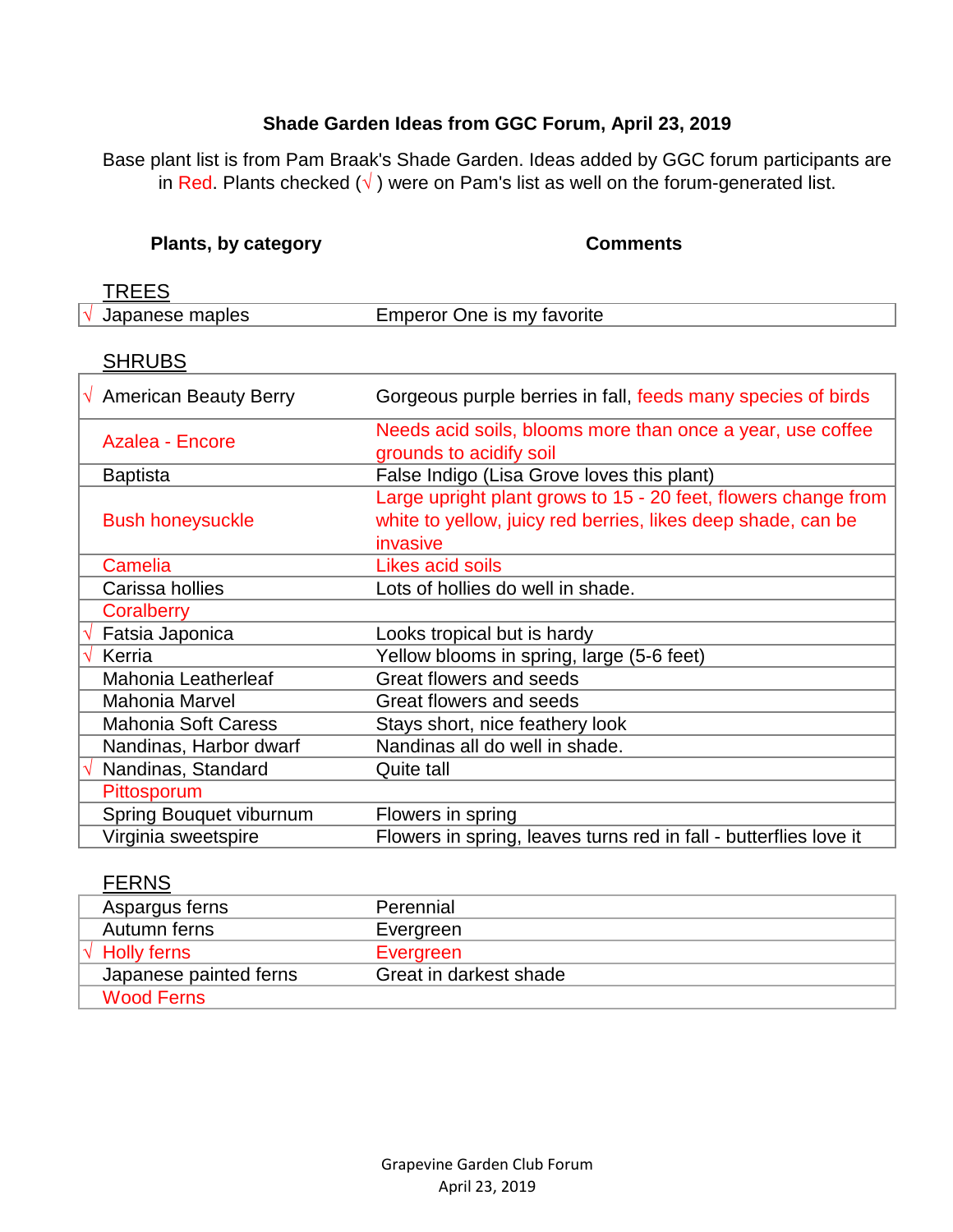**Shade Garden Ideas from GGC Forum, April 23, 2019**

Base plant list is from Pam Braak's Shade Garden. Ideas added by GGC forum participants are in Red. Plants checked (√ ) were on Pam's list as well on the forum-generated list.

**Plants, by category** | **Comments**

TREES

| | Plants | Comments |
|---|---|---|
| √ | Japanese maples | Emperor One is my favorite |

SHRUBS

| | Plants | Comments |
|---|---|---|
| √ | American Beauty Berry | Gorgeous purple berries in fall, feeds many species of birds |
| | Azalea - Encore | Needs acid soils, blooms more than once a year, use coffee grounds to acidify soil |
| | Baptista | False Indigo (Lisa Grove loves this plant) |
| | Bush honeysuckle | Large upright plant grows to 15 - 20 feet, flowers change from white to yellow, juicy red berries, likes deep shade, can be invasive |
| | Camelia | Likes acid soils |
| | Carissa hollies | Lots of hollies do well in shade. |
| | Coralberry | |
| √ | Fatsia Japonica | Looks tropical but is hardy |
| √ | Kerria | Yellow blooms in spring, large (5-6 feet) |
| | Mahonia Leatherleaf | Great flowers and seeds |
| | Mahonia Marvel | Great flowers and seeds |
| | Mahonia Soft Caress | Stays short, nice feathery look |
| | Nandinas, Harbor dwarf | Nandinas all do well in shade. |
| √ | Nandinas, Standard | Quite tall |
| | Pittosporum | |
| | Spring Bouquet viburnum | Flowers in spring |
| | Virginia sweetspire | Flowers in spring, leaves turns red in fall - butterflies love it |

FERNS

| | Plants | Comments |
|---|---|---|
| | Aspargus ferns | Perennial |
| | Autumn ferns | Evergreen |
| √ | Holly ferns | Evergreen |
| | Japanese painted ferns | Great in darkest shade |
| | Wood Ferns | |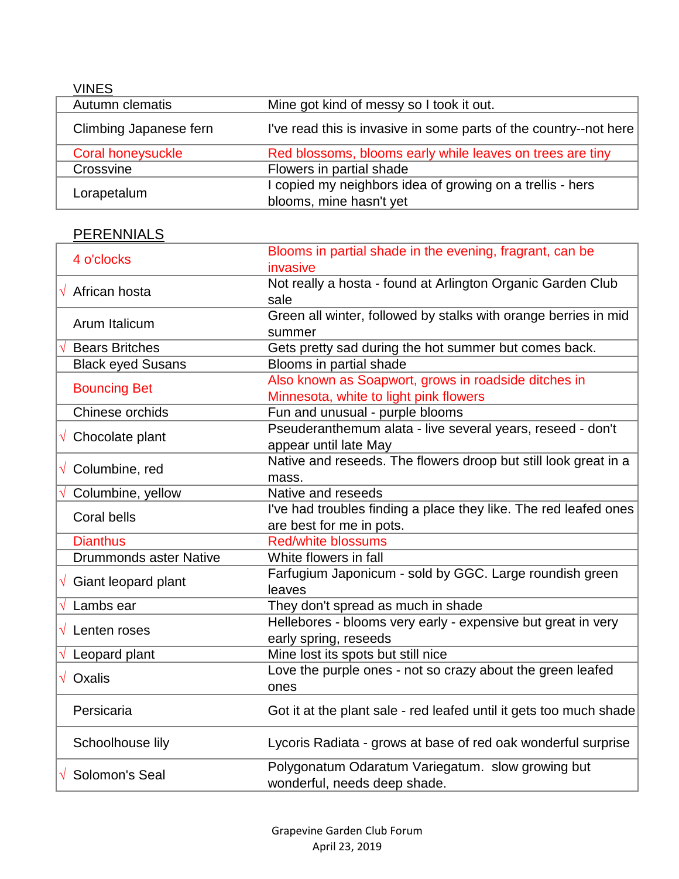VINES

| | |
|---|---|
| Autumn clematis | Mine got kind of messy so I took it out. |
| Climbing Japanese fern | I've read this is invasive in some parts of the country--not here |
| Coral honeysuckle | Red blossoms, blooms early while leaves on trees are tiny |
| Crossvine | Flowers in partial shade |
| Lorapetalum | I copied my neighbors idea of growing on a trellis - hers blooms, mine hasn't yet |

PERENNIALS

| | | |
|---|---|---|
| | 4 o'clocks | Blooms in partial shade in the evening, fragrant, can be invasive |
| √ | African hosta | Not really a hosta - found at Arlington Organic Garden Club sale |
| | Arum Italicum | Green all winter, followed by stalks with orange berries in mid summer |
| √ | Bears Britches | Gets pretty sad during the hot summer but comes back. |
| | Black eyed Susans | Blooms in partial shade |
| | Bouncing Bet | Also known as Soapwort, grows in roadside ditches in Minnesota, white to light pink flowers |
| | Chinese orchids | Fun and unusual - purple blooms |
| √ | Chocolate plant | Pseuderanthemum alata - live several years, reseed - don't appear until late May |
| √ | Columbine, red | Native and reseeds. The flowers droop but still look great in a mass. |
| √ | Columbine, yellow | Native and reseeds |
| | Coral bells | I've had troubles finding a place they like. The red leafed ones are best for me in pots. |
| | Dianthus | Red/white blossums |
| | Drummonds aster Native | White flowers in fall |
| √ | Giant leopard plant | Farfugium Japonicum - sold by GGC. Large roundish green leaves |
| √ | Lambs ear | They don't spread as much in shade |
| √ | Lenten roses | Hellebores - blooms very early - expensive but great in very early spring, reseeds |
| √ | Leopard plant | Mine lost its spots but still nice |
| √ | Oxalis | Love the purple ones - not so crazy about the green leafed ones |
| | Persicaria | Got it at the plant sale - red leafed until it gets too much shade |
| | Schoolhouse lily | Lycoris Radiata - grows at base of red oak wonderful surprise |
| √ | Solomon's Seal | Polygonatum Odaratum Variegatum. slow growing but wonderful, needs deep shade. |

Grapevine Garden Club Forum
April 23, 2019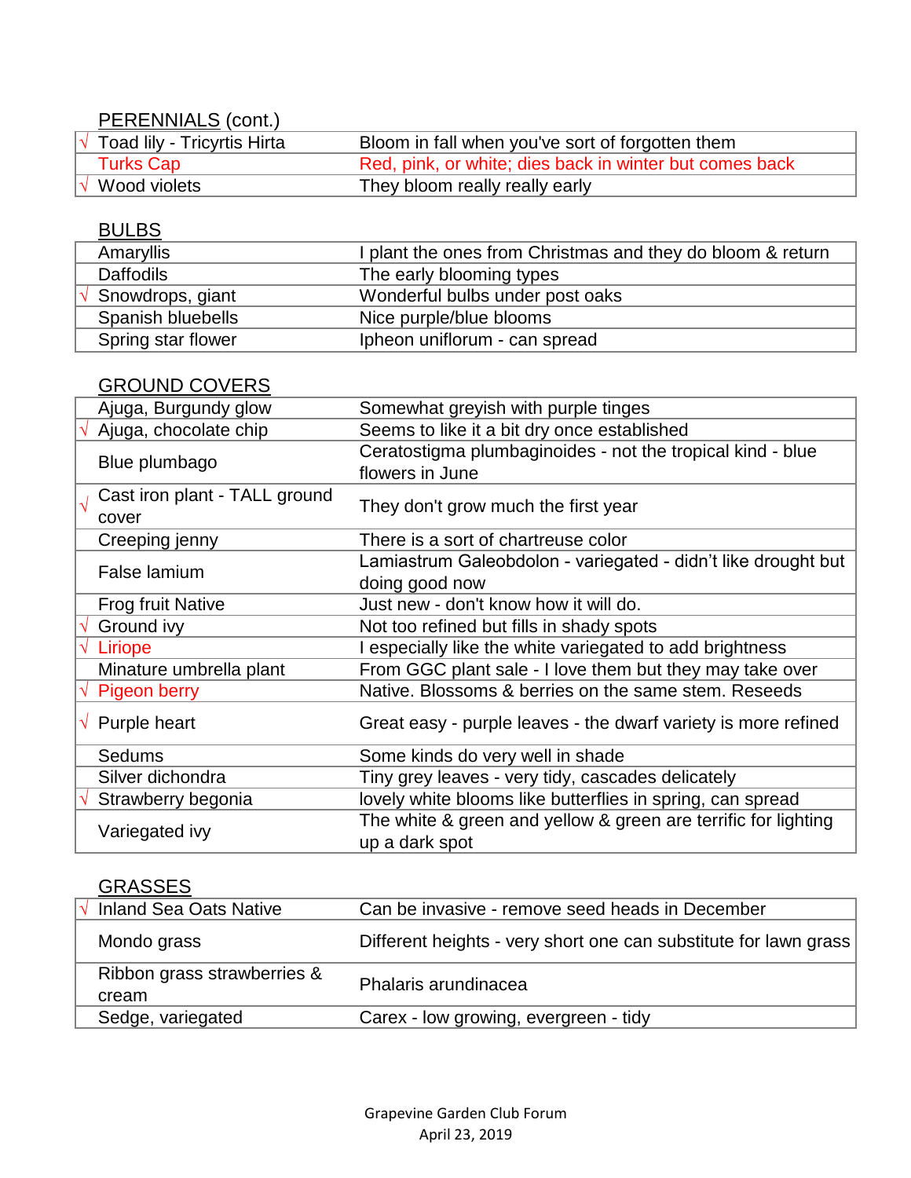## PERENNIALS (cont.)

| | | |
|---|---|---|
| √ | Toad lily - Tricyrtis Hirta | Bloom in fall when you've sort of forgotten them |
| | Turks Cap | Red, pink, or white; dies back in winter but comes back |
| √ | Wood violets | They bloom really really early |

## BULBS

| | | |
|---|---|---|
| | Amaryllis | I plant the ones from Christmas and they do bloom & return |
| | Daffodils | The early blooming types |
| √ | Snowdrops, giant | Wonderful bulbs under post oaks |
| | Spanish bluebells | Nice purple/blue blooms |
| | Spring star flower | Ipheon uniflorum - can spread |

## GROUND COVERS

| | | |
|---|---|---|
| | Ajuga, Burgundy glow | Somewhat greyish with purple tinges |
| √ | Ajuga, chocolate chip | Seems to like it a bit dry once established |
| | Blue plumbago | Ceratostigma plumbaginoides - not the tropical kind - blue flowers in June |
| √ | Cast iron plant - TALL ground cover | They don't grow much the first year |
| | Creeping jenny | There is a sort of chartreuse color |
| | False lamium | Lamiastrum Galeobdolon - variegated - didn't like drought but doing good now |
| | Frog fruit Native | Just new - don't know how it will do. |
| √ | Ground ivy | Not too refined but fills in shady spots |
| √ | Liriope | I especially like the white variegated to add brightness |
| | Minature umbrella plant | From GGC plant sale - I love them but they may take over |
| √ | Pigeon berry | Native. Blossoms & berries on the same stem. Reseeds |
| √ | Purple heart | Great easy - purple leaves - the dwarf variety is more refined |
| | Sedums | Some kinds do very well in shade |
| | Silver dichondra | Tiny grey leaves - very tidy, cascades delicately |
| √ | Strawberry begonia | lovely white blooms like butterflies in spring, can spread |
| | Variegated ivy | The white & green and yellow & green are terrific for lighting up a dark spot |

## GRASSES

| | | |
|---|---|---|
| √ | Inland Sea Oats Native | Can be invasive - remove seed heads in December |
| | Mondo grass | Different heights - very short one can substitute for lawn grass |
| | Ribbon grass strawberries & cream | Phalaris arundinacea |
| | Sedge, variegated | Carex - low growing, evergreen - tidy |

Grapevine Garden Club Forum
April 23, 2019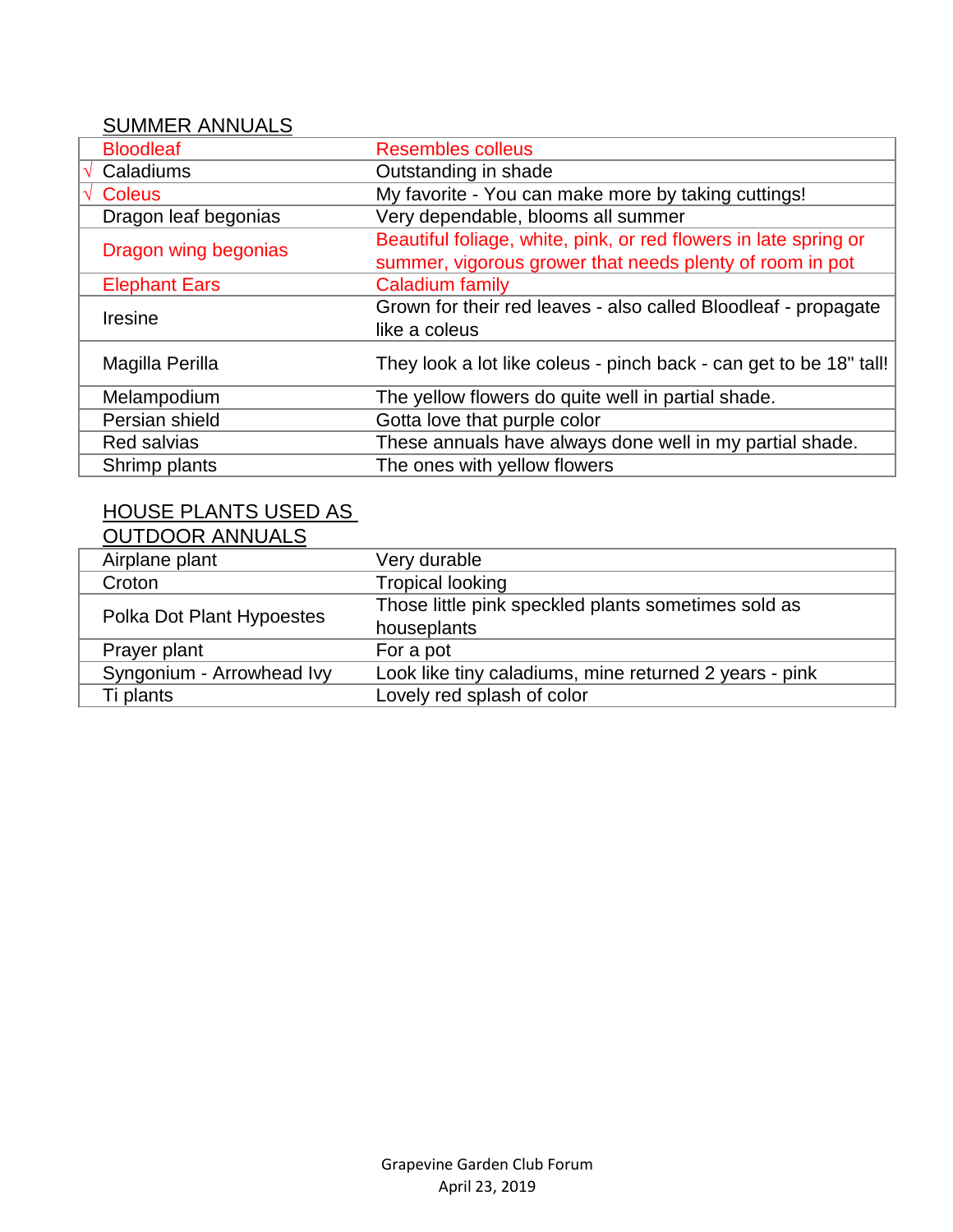## SUMMER ANNUALS

| | | |
|---|---|---|
| | Bloodleaf | Resembles colleus |
| √ | Caladiums | Outstanding in shade |
| √ | Coleus | My favorite - You can make more by taking cuttings! |
| | Dragon leaf begonias | Very dependable, blooms all summer |
| | Dragon wing begonias | Beautiful foliage, white, pink, or red flowers in late spring or summer, vigorous grower that needs plenty of room in pot |
| | Elephant Ears | Caladium family |
| | Iresine | Grown for their red leaves - also called Bloodleaf - propagate like a coleus |
| | Magilla Perilla | They look a lot like coleus - pinch back - can get to be 18" tall! |
| | Melampodium | The yellow flowers do quite well in partial shade. |
| | Persian shield | Gotta love that purple color |
| | Red salvias | These annuals have always done well in my partial shade. |
| | Shrimp plants | The ones with yellow flowers |

## HOUSE PLANTS USED AS OUTDOOR ANNUALS

| | |
|---|---|
| Airplane plant | Very durable |
| Croton | Tropical looking |
| Polka Dot Plant Hypoestes | Those little pink speckled plants sometimes sold as houseplants |
| Prayer plant | For a pot |
| Syngonium - Arrowhead Ivy | Look like tiny caladiums, mine returned 2 years - pink |
| Ti plants | Lovely red splash of color |